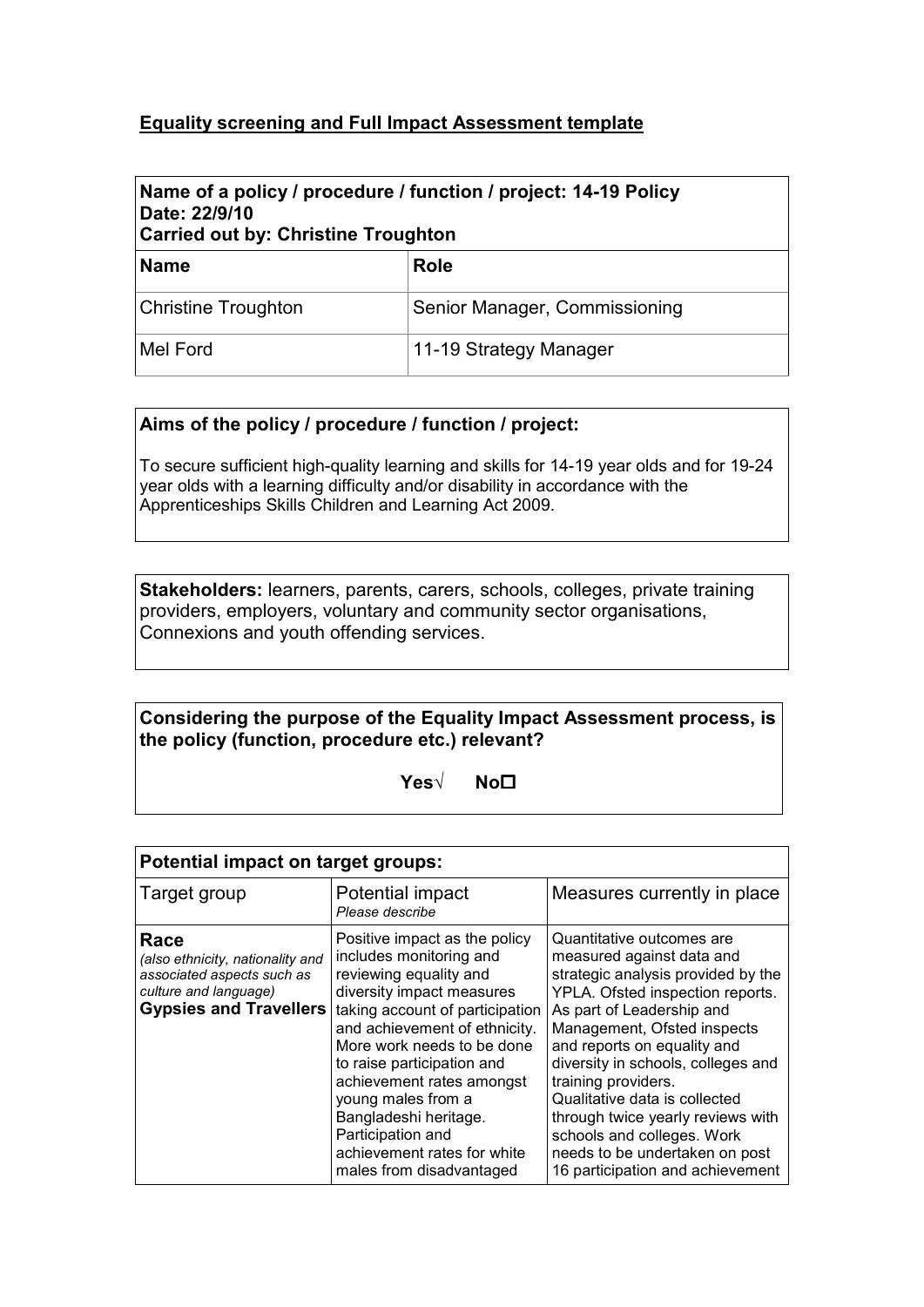## Equality screening and Full Impact Assessment template

| **Name of a policy / procedure / function / project: 14-19 Policy**<br>**Date: 22/9/10**<br>**Carried out by: Christine Troughton** | |
|---|---|
| **Name** | **Role** |
| Christine Troughton | Senior Manager, Commissioning |
| Mel Ford | 11-19 Strategy Manager |

**Aims of the policy / procedure / function / project:**

To secure sufficient high-quality learning and skills for 14-19 year olds and for 19-24 year olds with a learning difficulty and/or disability in accordance with the Apprenticeships Skills Children and Learning Act 2009.

**Stakeholders:** learners, parents, carers, schools, colleges, private training providers, employers, voluntary and community sector organisations, Connexions and youth offending services.

**Considering the purpose of the Equality Impact Assessment process, is the policy (function, procedure etc.) relevant?**

**Yes√ No☐**

| **Potential impact on target groups:** | | |
|---|---|---|
| Target group | Potential impact<br>*Please describe* | Measures currently in place |
| **Race**<br>*(also ethnicity, nationality and associated aspects such as culture and language)*<br>**Gypsies and Travellers** | Positive impact as the policy includes monitoring and reviewing equality and diversity impact measures taking account of participation and achievement of ethnicity. More work needs to be done to raise participation and achievement rates amongst young males from a Bangladeshi heritage. Participation and achievement rates for white males from disadvantaged | Quantitative outcomes are measured against data and strategic analysis provided by the YPLA. Ofsted inspection reports. As part of Leadership and Management, Ofsted inspects and reports on equality and diversity in schools, colleges and training providers. Qualitative data is collected through twice yearly reviews with schools and colleges. Work needs to be undertaken on post 16 participation and achievement |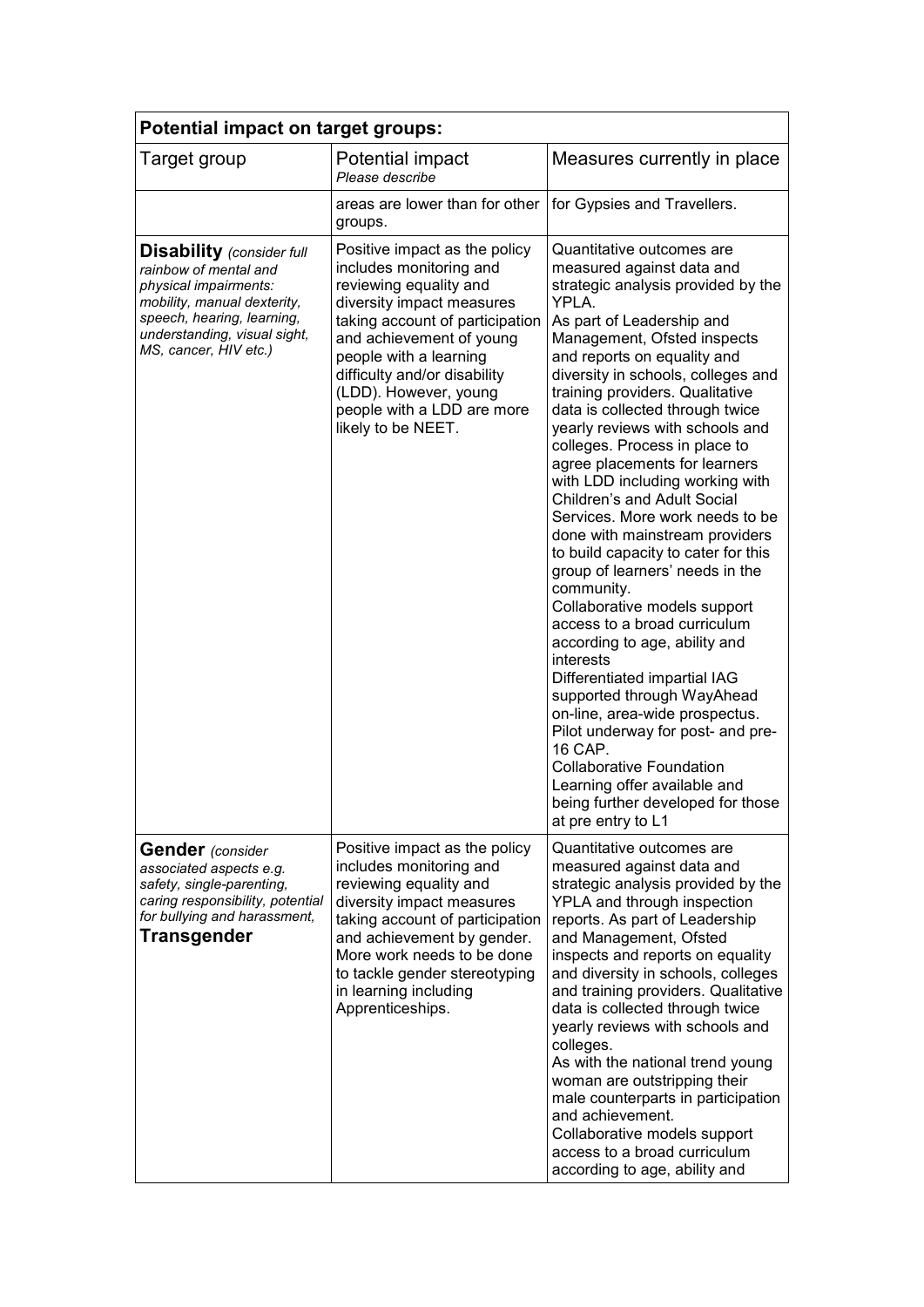| **Potential impact on target groups:** | | |
|---|---|---|
| Target group | Potential impact *Please describe* | Measures currently in place |
| | areas are lower than for other groups. | for Gypsies and Travellers. |
| **Disability** *(consider full rainbow of mental and physical impairments: mobility, manual dexterity, speech, hearing, learning, understanding, visual sight, MS, cancer, HIV etc.)* | Positive impact as the policy includes monitoring and reviewing equality and diversity impact measures taking account of participation and achievement of young people with a learning difficulty and/or disability (LDD). However, young people with a LDD are more likely to be NEET. | Quantitative outcomes are measured against data and strategic analysis provided by the YPLA. As part of Leadership and Management, Ofsted inspects and reports on equality and diversity in schools, colleges and training providers. Qualitative data is collected through twice yearly reviews with schools and colleges. Process in place to agree placements for learners with LDD including working with Children's and Adult Social Services. More work needs to be done with mainstream providers to build capacity to cater for this group of learners' needs in the community. Collaborative models support access to a broad curriculum according to age, ability and interests Differentiated impartial IAG supported through WayAhead on-line, area-wide prospectus. Pilot underway for post- and pre-16 CAP. Collaborative Foundation Learning offer available and being further developed for those at pre entry to L1 |
| **Gender** *(consider associated aspects e.g. safety, single-parenting, caring responsibility, potential for bullying and harassment,* **Transgender** | Positive impact as the policy includes monitoring and reviewing equality and diversity impact measures taking account of participation and achievement by gender. More work needs to be done to tackle gender stereotyping in learning including Apprenticeships. | Quantitative outcomes are measured against data and strategic analysis provided by the YPLA and through inspection reports. As part of Leadership and Management, Ofsted inspects and reports on equality and diversity in schools, colleges and training providers. Qualitative data is collected through twice yearly reviews with schools and colleges. As with the national trend young woman are outstripping their male counterparts in participation and achievement. Collaborative models support access to a broad curriculum according to age, ability and |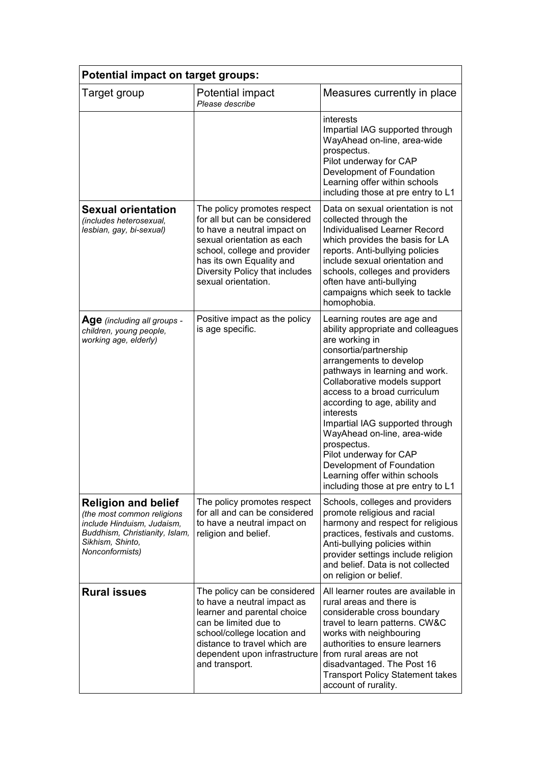| **Potential impact on target groups:** | | |
|---|---|---|
| Target group | Potential impact *Please describe* | Measures currently in place |
| | | interests<br>Impartial IAG supported through WayAhead on-line, area-wide prospectus.<br>Pilot underway for CAP<br>Development of Foundation Learning offer within schools including those at pre entry to L1 |
| **Sexual orientation** *(includes heterosexual, lesbian, gay, bi-sexual)* | The policy promotes respect for all but can be considered to have a neutral impact on sexual orientation as each school, college and provider has its own Equality and Diversity Policy that includes sexual orientation. | Data on sexual orientation is not collected through the Individualised Learner Record which provides the basis for LA reports. Anti-bullying policies include sexual orientation and schools, colleges and providers often have anti-bullying campaigns which seek to tackle homophobia. |
| **Age** *(including all groups - children, young people, working age, elderly)* | Positive impact as the policy is age specific. | Learning routes are age and ability appropriate and colleagues are working in consortia/partnership arrangements to develop pathways in learning and work. Collaborative models support access to a broad curriculum according to age, ability and interests<br>Impartial IAG supported through WayAhead on-line, area-wide prospectus.<br>Pilot underway for CAP<br>Development of Foundation Learning offer within schools including those at pre entry to L1 |
| **Religion and belief** *(the most common religions include Hinduism, Judaism, Buddhism, Christianity, Islam, Sikhism, Shinto, Nonconformists)* | The policy promotes respect for all and can be considered to have a neutral impact on religion and belief. | Schools, colleges and providers promote religious and racial harmony and respect for religious practices, festivals and customs. Anti-bullying policies within provider settings include religion and belief. Data is not collected on religion or belief. |
| **Rural issues** | The policy can be considered to have a neutral impact as learner and parental choice can be limited due to school/college location and distance to travel which are dependent upon infrastructure and transport. | All learner routes are available in rural areas and there is considerable cross boundary travel to learn patterns. CW&C works with neighbouring authorities to ensure learners from rural areas are not disadvantaged. The Post 16 Transport Policy Statement takes account of rurality. |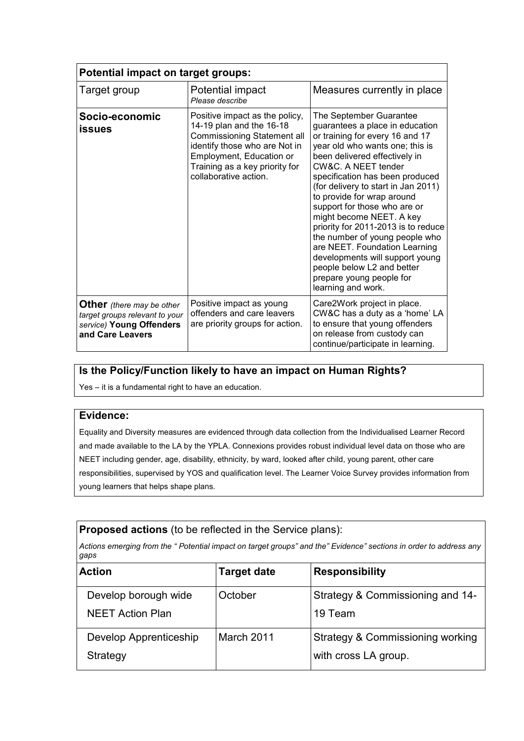| **Potential impact on target groups:** | | |
|---|---|---|
| Target group | Potential impact *Please describe* | Measures currently in place |
| **Socio-economic issues** | Positive impact as the policy, 14-19 plan and the 16-18 Commissioning Statement all identify those who are Not in Employment, Education or Training as a key priority for collaborative action. | The September Guarantee guarantees a place in education or training for every 16 and 17 year old who wants one; this is been delivered effectively in CW&C. A NEET tender specification has been produced (for delivery to start in Jan 2011) to provide for wrap around support for those who are or might become NEET. A key priority for 2011-2013 is to reduce the number of young people who are NEET. Foundation Learning developments will support young people below L2 and better prepare young people for learning and work. |
| **Other** *(there may be other target groups relevant to your service)* **Young Offenders and Care Leavers** | Positive impact as young offenders and care leavers are priority groups for action. | Care2Work project in place. CW&C has a duty as a 'home' LA to ensure that young offenders on release from custody can continue/participate in learning. |

## Is the Policy/Function likely to have an impact on Human Rights?

Yes – it is a fundamental right to have an education.

## Evidence:

Equality and Diversity measures are evidenced through data collection from the Individualised Learner Record and made available to the LA by the YPLA. Connexions provides robust individual level data on those who are NEET including gender, age, disability, ethnicity, by ward, looked after child, young parent, other care responsibilities, supervised by YOS and qualification level. The Learner Voice Survey provides information from young learners that helps shape plans.

**Proposed actions** (to be reflected in the Service plans):

*Actions emerging from the " Potential impact on target groups" and the" Evidence" sections in order to address any gaps*

| **Action** | **Target date** | **Responsibility** |
|---|---|---|
| Develop borough wide NEET Action Plan | October | Strategy & Commissioning and 14-19 Team |
| Develop Apprenticeship Strategy | March 2011 | Strategy & Commissioning working with cross LA group. |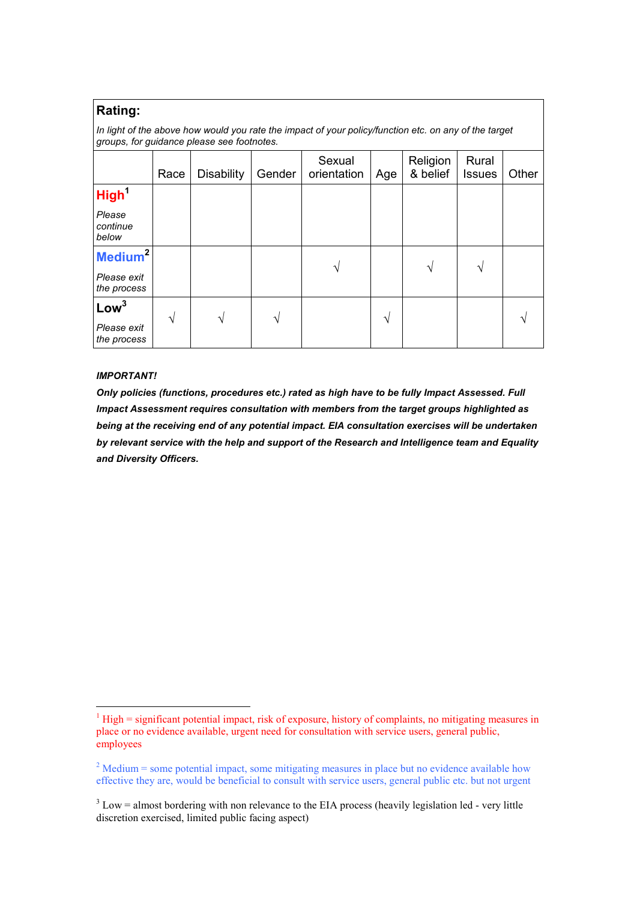| **Rating:** *In light of the above how would you rate the impact of your policy/function etc. on any of the target groups, for guidance please see footnotes.* | | | | | | | | |
|---|---|---|---|---|---|---|---|---|
| | Race | Disability | Gender | Sexual orientation | Age | Religion & belief | Rural Issues | Other |
| **High**[1] *Please continue below* | | | | | | | | |
| **Medium**[2] *Please exit the process* | | | | √ | | √ | √ | |
| **Low**[3] *Please exit the process* | √ | √ | √ | | √ | | | √ |

***IMPORTANT!***

***Only policies (functions, procedures etc.) rated as high have to be fully Impact Assessed. Full Impact Assessment requires consultation with members from the target groups highlighted as being at the receiving end of any potential impact. EIA consultation exercises will be undertaken by relevant service with the help and support of the Research and Intelligence team and Equality and Diversity Officers.***

---

[1] High = significant potential impact, risk of exposure, history of complaints, no mitigating measures in place or no evidence available, urgent need for consultation with service users, general public, employees

[2] Medium = some potential impact, some mitigating measures in place but no evidence available how effective they are, would be beneficial to consult with service users, general public etc. but not urgent

[3] Low = almost bordering with non relevance to the EIA process (heavily legislation led - very little discretion exercised, limited public facing aspect)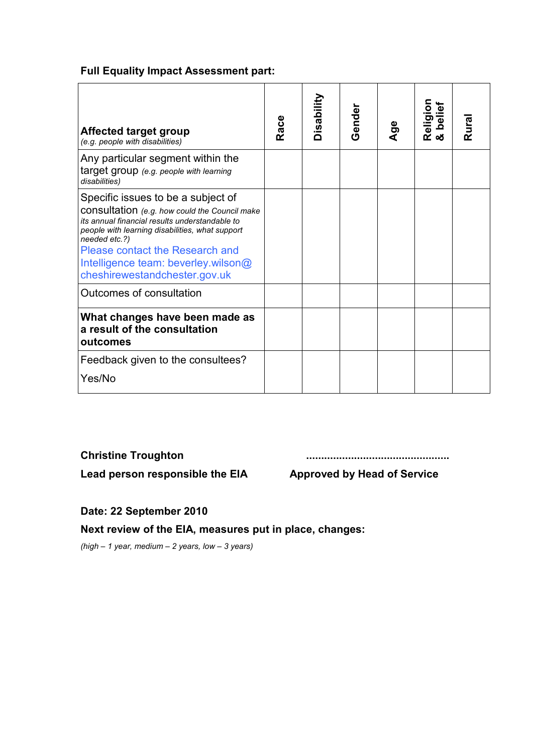**Full Equality Impact Assessment part:**

| **Affected target group** *(e.g. people with disabilities)* | **Race** | **Disability** | **Gender** | **Age** | **Religion & belief** | **Rural** |
|---|---|---|---|---|---|---|
| Any particular segment within the target group *(e.g. people with learning disabilities)* | | | | | | |
| Specific issues to be a subject of consultation *(e.g. how could the Council make its annual financial results understandable to people with learning disabilities, what support needed etc.?)* Please contact the Research and Intelligence team: beverley.wilson@cheshirewestandchester.gov.uk | | | | | | |
| Outcomes of consultation | | | | | | |
| **What changes have been made as a result of the consultation outcomes** | | | | | | |
| Feedback given to the consultees? Yes/No | | | | | | |

**Christine Troughton** ................................................

**Lead person responsible the EIA** **Approved by Head of Service**

**Date: 22 September 2010**

**Next review of the EIA, measures put in place, changes:**

*(high – 1 year, medium – 2 years, low – 3 years)*